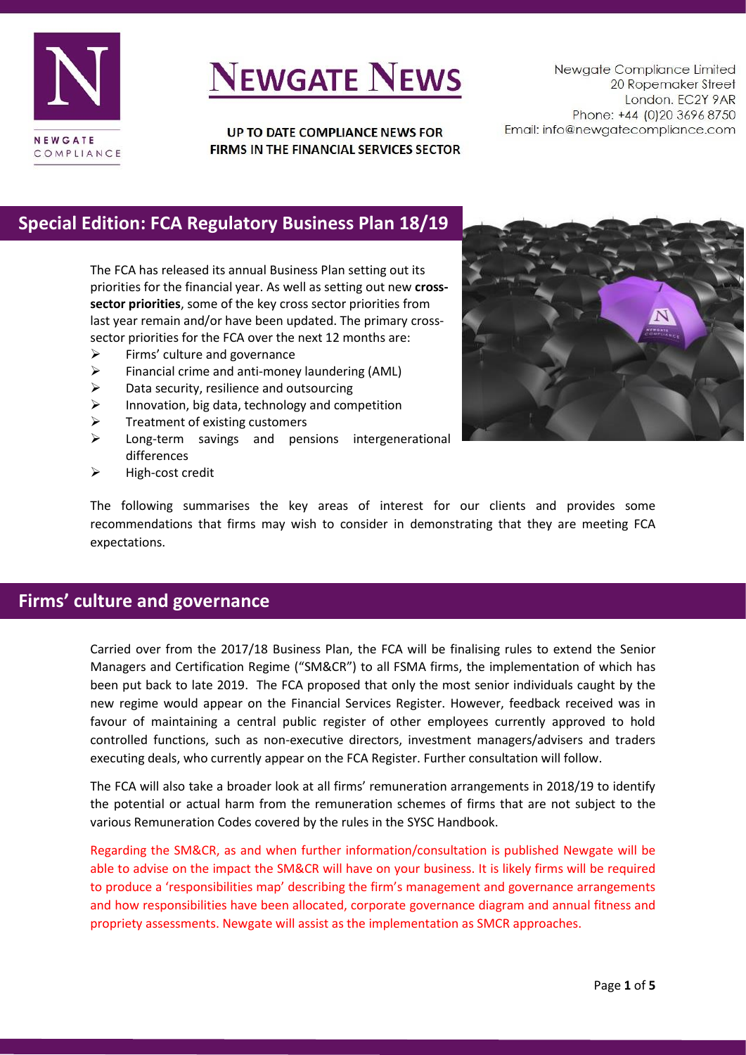# NEWGATE NEWS

**UP TO DATE COMPLIANCE NEWS FOR FIRMS IN THE FINANCIAL SERVICES SECTOR**

Newgate Compliance Limited
20 Ropemaker Street
London. EC2Y 9AR
Phone: +44 (0)20 3696 8750
Email: info@newgatecompliance.com

## Special Edition: FCA Regulatory Business Plan 18/19

The FCA has released its annual Business Plan setting out its priorities for the financial year. As well as setting out new **cross-sector priorities**, some of the key cross sector priorities from last year remain and/or have been updated. The primary cross-sector priorities for the FCA over the next 12 months are:

- Firms' culture and governance
- Financial crime and anti-money laundering (AML)
- Data security, resilience and outsourcing
- Innovation, big data, technology and competition
- Treatment of existing customers
- Long-term savings and pensions intergenerational differences
- High-cost credit

The following summarises the key areas of interest for our clients and provides some recommendations that firms may wish to consider in demonstrating that they are meeting FCA expectations.

## Firms' culture and governance

Carried over from the 2017/18 Business Plan, the FCA will be finalising rules to extend the Senior Managers and Certification Regime ("SM&CR") to all FSMA firms, the implementation of which has been put back to late 2019. The FCA proposed that only the most senior individuals caught by the new regime would appear on the Financial Services Register. However, feedback received was in favour of maintaining a central public register of other employees currently approved to hold controlled functions, such as non-executive directors, investment managers/advisers and traders executing deals, who currently appear on the FCA Register. Further consultation will follow.

The FCA will also take a broader look at all firms' remuneration arrangements in 2018/19 to identify the potential or actual harm from the remuneration schemes of firms that are not subject to the various Remuneration Codes covered by the rules in the SYSC Handbook.

Regarding the SM&CR, as and when further information/consultation is published Newgate will be able to advise on the impact the SM&CR will have on your business. It is likely firms will be required to produce a 'responsibilities map' describing the firm's management and governance arrangements and how responsibilities have been allocated, corporate governance diagram and annual fitness and propriety assessments. Newgate will assist as the implementation as SMCR approaches.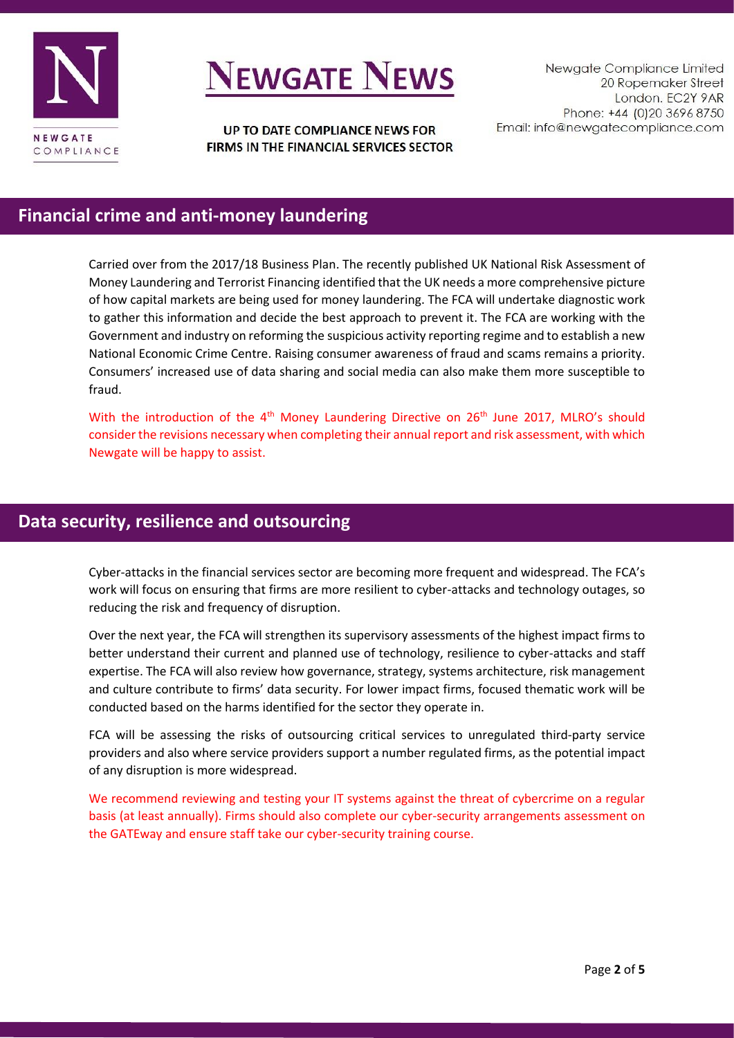## Financial crime and anti-money laundering

Carried over from the 2017/18 Business Plan. The recently published UK National Risk Assessment of Money Laundering and Terrorist Financing identified that the UK needs a more comprehensive picture of how capital markets are being used for money laundering. The FCA will undertake diagnostic work to gather this information and decide the best approach to prevent it. The FCA are working with the Government and industry on reforming the suspicious activity reporting regime and to establish a new National Economic Crime Centre. Raising consumer awareness of fraud and scams remains a priority. Consumers' increased use of data sharing and social media can also make them more susceptible to fraud.

With the introduction of the 4th Money Laundering Directive on 26th June 2017, MLRO's should consider the revisions necessary when completing their annual report and risk assessment, with which Newgate will be happy to assist.

## Data security, resilience and outsourcing

Cyber-attacks in the financial services sector are becoming more frequent and widespread. The FCA's work will focus on ensuring that firms are more resilient to cyber-attacks and technology outages, so reducing the risk and frequency of disruption.

Over the next year, the FCA will strengthen its supervisory assessments of the highest impact firms to better understand their current and planned use of technology, resilience to cyber-attacks and staff expertise. The FCA will also review how governance, strategy, systems architecture, risk management and culture contribute to firms' data security. For lower impact firms, focused thematic work will be conducted based on the harms identified for the sector they operate in.

FCA will be assessing the risks of outsourcing critical services to unregulated third-party service providers and also where service providers support a number regulated firms, as the potential impact of any disruption is more widespread.

We recommend reviewing and testing your IT systems against the threat of cybercrime on a regular basis (at least annually). Firms should also complete our cyber-security arrangements assessment on the GATEway and ensure staff take our cyber-security training course.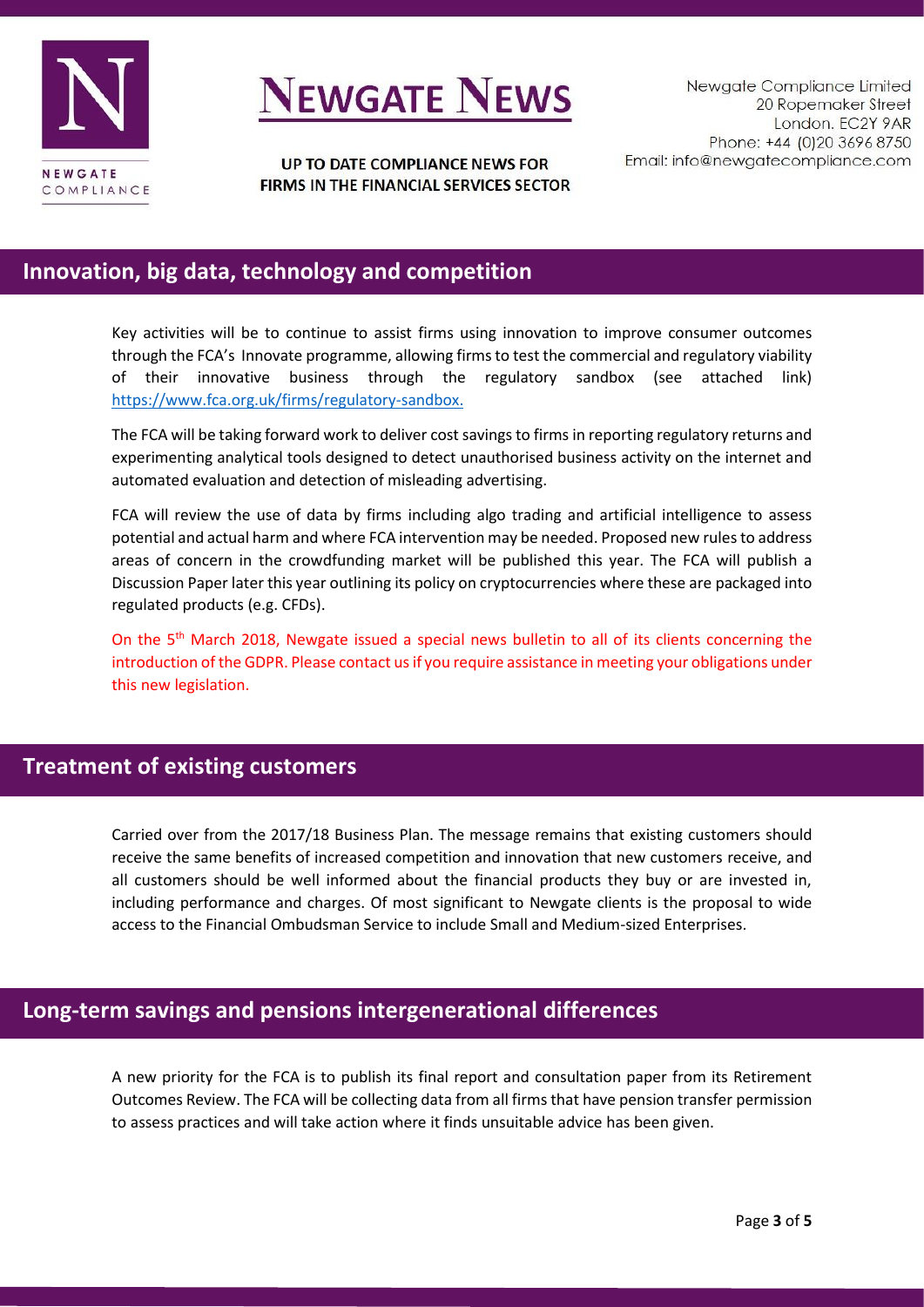## Innovation, big data, technology and competition

Key activities will be to continue to assist firms using innovation to improve consumer outcomes through the FCA's Innovate programme, allowing firms to test the commercial and regulatory viability of their innovative business through the regulatory sandbox (see attached link) https://www.fca.org.uk/firms/regulatory-sandbox.

The FCA will be taking forward work to deliver cost savings to firms in reporting regulatory returns and experimenting analytical tools designed to detect unauthorised business activity on the internet and automated evaluation and detection of misleading advertising.

FCA will review the use of data by firms including algo trading and artificial intelligence to assess potential and actual harm and where FCA intervention may be needed. Proposed new rules to address areas of concern in the crowdfunding market will be published this year. The FCA will publish a Discussion Paper later this year outlining its policy on cryptocurrencies where these are packaged into regulated products (e.g. CFDs).

On the 5th March 2018, Newgate issued a special news bulletin to all of its clients concerning the introduction of the GDPR. Please contact us if you require assistance in meeting your obligations under this new legislation.

## Treatment of existing customers

Carried over from the 2017/18 Business Plan. The message remains that existing customers should receive the same benefits of increased competition and innovation that new customers receive, and all customers should be well informed about the financial products they buy or are invested in, including performance and charges. Of most significant to Newgate clients is the proposal to wide access to the Financial Ombudsman Service to include Small and Medium-sized Enterprises.

## Long-term savings and pensions intergenerational differences

A new priority for the FCA is to publish its final report and consultation paper from its Retirement Outcomes Review. The FCA will be collecting data from all firms that have pension transfer permission to assess practices and will take action where it finds unsuitable advice has been given.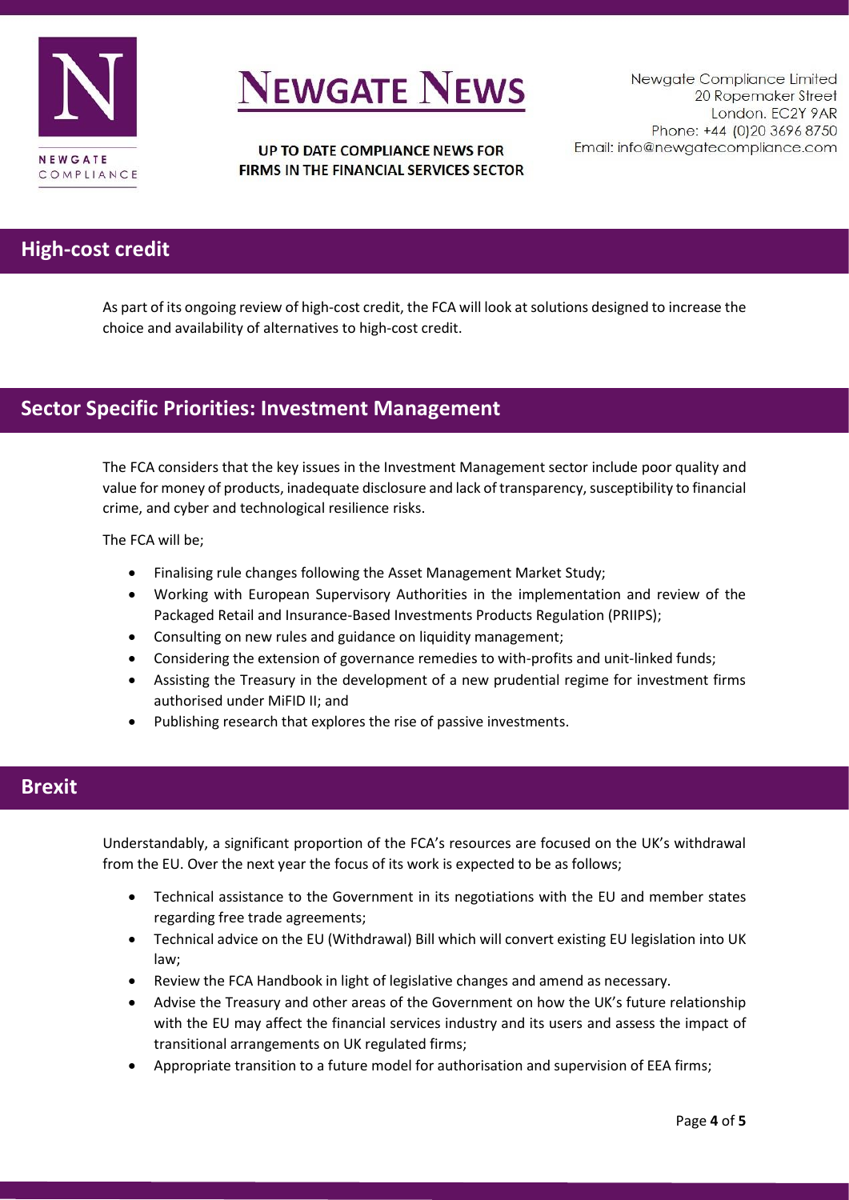## High-cost credit

As part of its ongoing review of high-cost credit, the FCA will look at solutions designed to increase the choice and availability of alternatives to high-cost credit.

## Sector Specific Priorities: Investment Management

The FCA considers that the key issues in the Investment Management sector include poor quality and value for money of products, inadequate disclosure and lack of transparency, susceptibility to financial crime, and cyber and technological resilience risks.

The FCA will be;

- Finalising rule changes following the Asset Management Market Study;
- Working with European Supervisory Authorities in the implementation and review of the Packaged Retail and Insurance-Based Investments Products Regulation (PRIIPS);
- Consulting on new rules and guidance on liquidity management;
- Considering the extension of governance remedies to with-profits and unit-linked funds;
- Assisting the Treasury in the development of a new prudential regime for investment firms authorised under MiFID II; and
- Publishing research that explores the rise of passive investments.

## Brexit

Understandably, a significant proportion of the FCA's resources are focused on the UK's withdrawal from the EU. Over the next year the focus of its work is expected to be as follows;

- Technical assistance to the Government in its negotiations with the EU and member states regarding free trade agreements;
- Technical advice on the EU (Withdrawal) Bill which will convert existing EU legislation into UK law;
- Review the FCA Handbook in light of legislative changes and amend as necessary.
- Advise the Treasury and other areas of the Government on how the UK's future relationship with the EU may affect the financial services industry and its users and assess the impact of transitional arrangements on UK regulated firms;
- Appropriate transition to a future model for authorisation and supervision of EEA firms;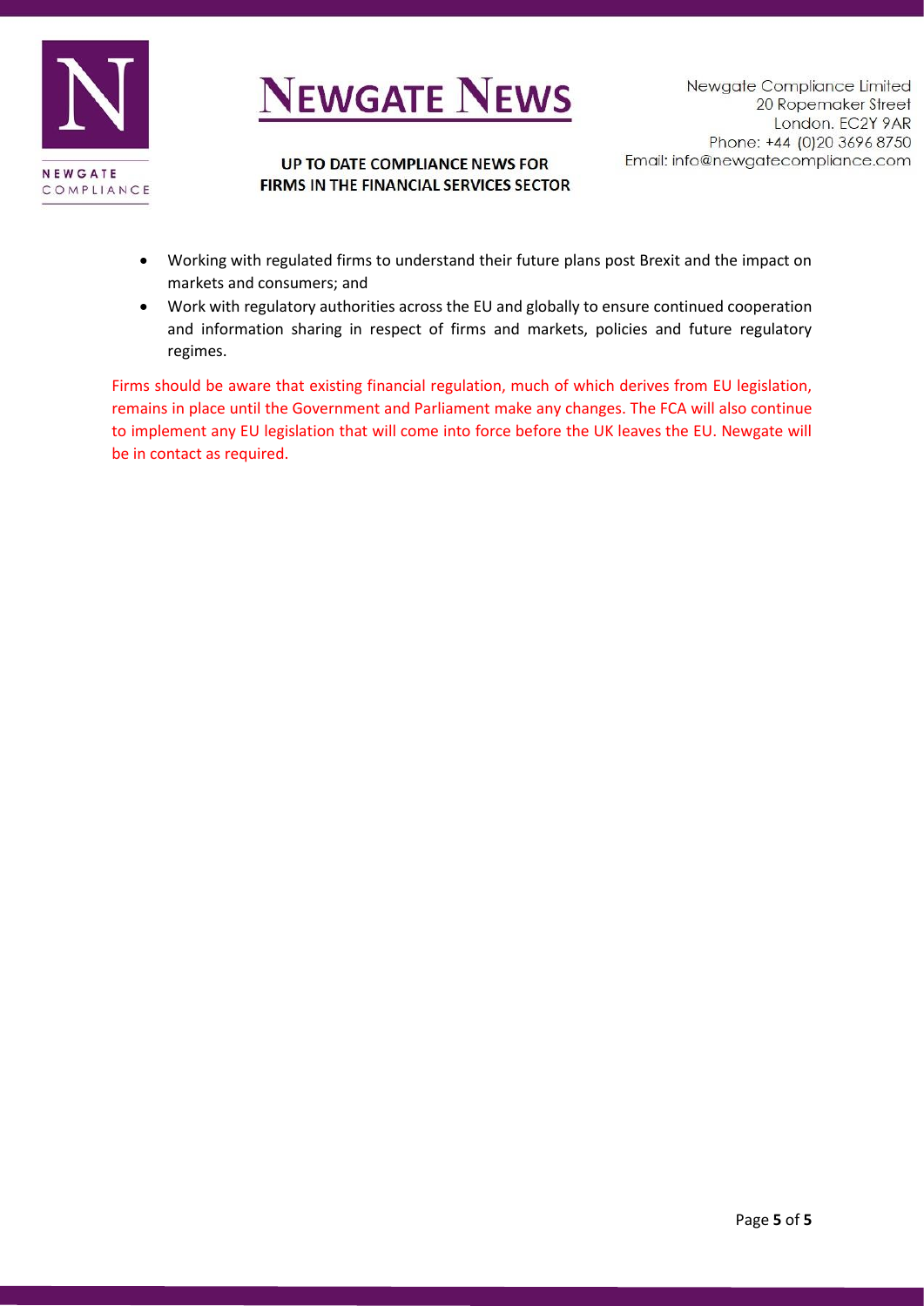- Working with regulated firms to understand their future plans post Brexit and the impact on markets and consumers; and
- Work with regulatory authorities across the EU and globally to ensure continued cooperation and information sharing in respect of firms and markets, policies and future regulatory regimes.

Firms should be aware that existing financial regulation, much of which derives from EU legislation, remains in place until the Government and Parliament make any changes. The FCA will also continue to implement any EU legislation that will come into force before the UK leaves the EU. Newgate will be in contact as required.